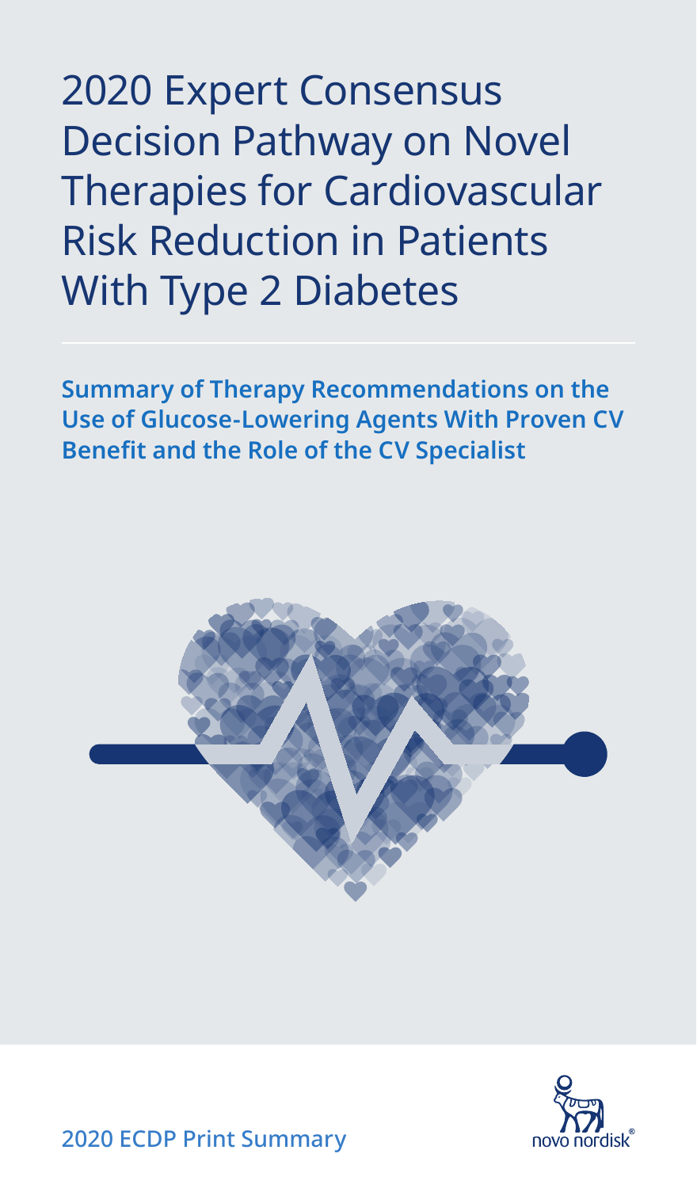# 2020 Expert Consensus Decision Pathway on Novel Therapies for Cardiovascular Risk Reduction in Patients With Type 2 Diabetes

**Summary of Therapy Recommendations on the Use of Glucose-Lowering Agents With Proven CV Benefit and the Role of the CV Specialist**

2020 ECDP Print Summary

novo nordisk®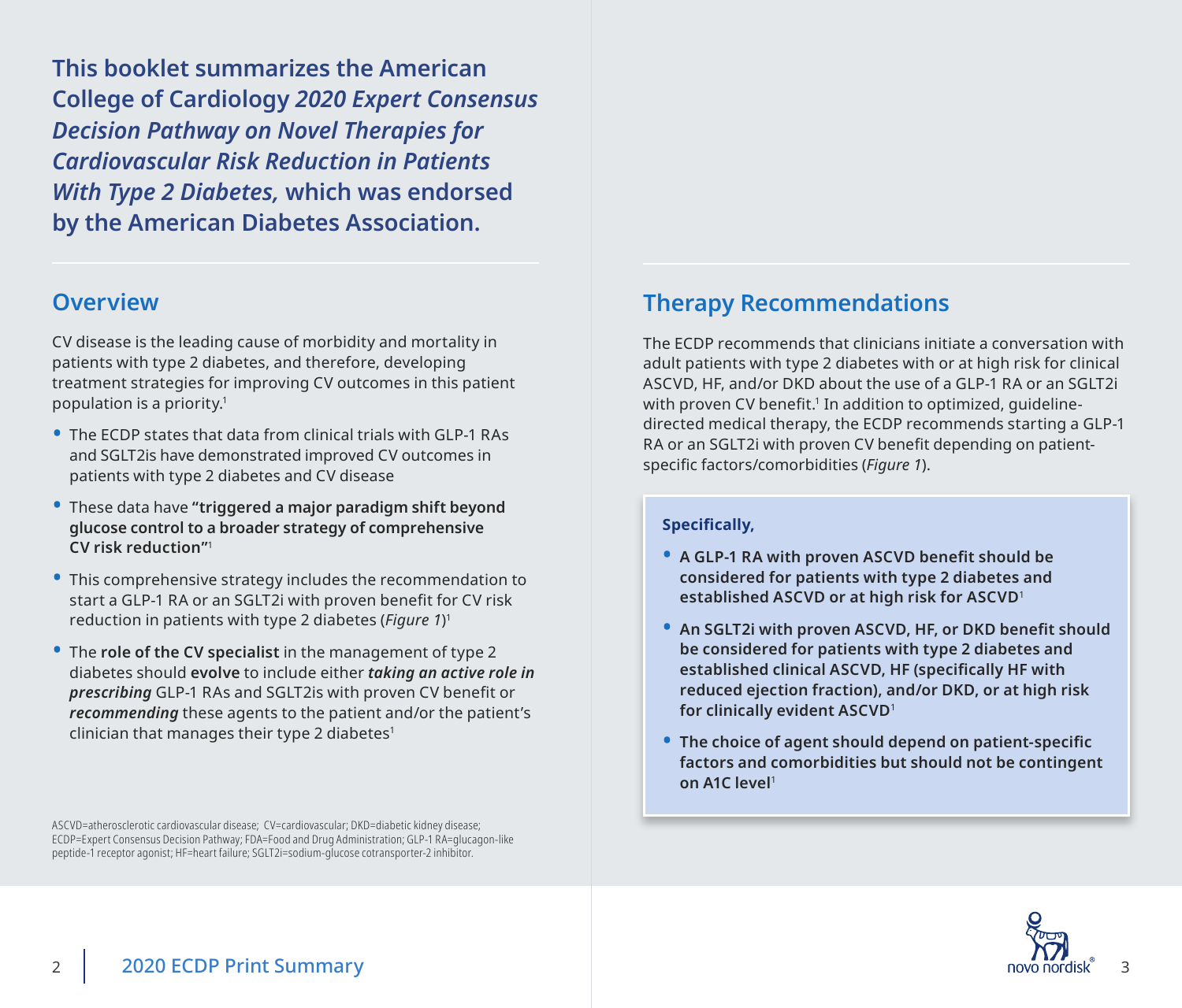**This booklet summarizes the American College of Cardiology *2020 Expert Consensus Decision Pathway on Novel Therapies for Cardiovascular Risk Reduction in Patients With Type 2 Diabetes,* which was endorsed by the American Diabetes Association.**

## Overview

CV disease is the leading cause of morbidity and mortality in patients with type 2 diabetes, and therefore, developing treatment strategies for improving CV outcomes in this patient population is a priority.[1]

- The ECDP states that data from clinical trials with GLP-1 RAs and SGLT2is have demonstrated improved CV outcomes in patients with type 2 diabetes and CV disease
- These data have **"triggered a major paradigm shift beyond glucose control to a broader strategy of comprehensive CV risk reduction"**[1]
- This comprehensive strategy includes the recommendation to start a GLP-1 RA or an SGLT2i with proven benefit for CV risk reduction in patients with type 2 diabetes (*Figure 1*)[1]
- The **role of the CV specialist** in the management of type 2 diabetes should **evolve** to include either ***taking an active role in prescribing*** GLP-1 RAs and SGLT2is with proven CV benefit or ***recommending*** these agents to the patient and/or the patient's clinician that manages their type 2 diabetes[1]

ASCVD=atherosclerotic cardiovascular disease; CV=cardiovascular; DKD=diabetic kidney disease; ECDP=Expert Consensus Decision Pathway; FDA=Food and Drug Administration; GLP-1 RA=glucagon-like peptide-1 receptor agonist; HF=heart failure; SGLT2i=sodium-glucose cotransporter-2 inhibitor.

## Therapy Recommendations

The ECDP recommends that clinicians initiate a conversation with adult patients with type 2 diabetes with or at high risk for clinical ASCVD, HF, and/or DKD about the use of a GLP-1 RA or an SGLT2i with proven CV benefit.[1] In addition to optimized, guideline-directed medical therapy, the ECDP recommends starting a GLP-1 RA or an SGLT2i with proven CV benefit depending on patient-specific factors/comorbidities (*Figure 1*).

**Specifically,**

- **A GLP-1 RA with proven ASCVD benefit should be considered for patients with type 2 diabetes and established ASCVD or at high risk for ASCVD**[1]
- **An SGLT2i with proven ASCVD, HF, or DKD benefit should be considered for patients with type 2 diabetes and established clinical ASCVD, HF (specifically HF with reduced ejection fraction), and/or DKD, or at high risk for clinically evident ASCVD**[1]
- **The choice of agent should depend on patient-specific factors and comorbidities but should not be contingent on A1C level**[1]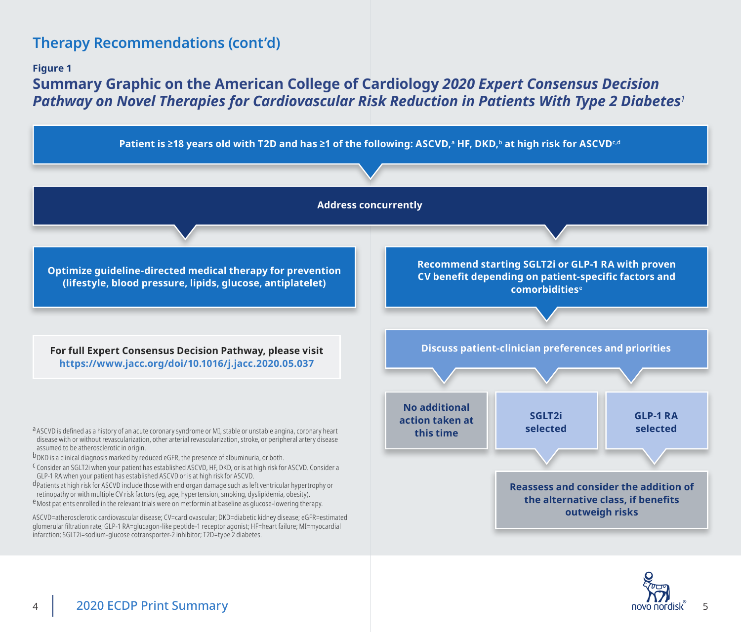## Therapy Recommendations (cont'd)

**Figure 1**

### Summary Graphic on the American College of Cardiology *2020 Expert Consensus Decision Pathway on Novel Therapies for Cardiovascular Risk Reduction in Patients With Type 2 Diabetes*[1]

**Patient is ≥18 years old with T2D and has ≥1 of the following: ASCVD,[a] HF, DKD,[b] at high risk for ASCVD[c,d]**

**Address concurrently**

**Optimize guideline-directed medical therapy for prevention (lifestyle, blood pressure, lipids, glucose, antiplatelet)**

**Recommend starting SGLT2i or GLP-1 RA with proven CV benefit depending on patient-specific factors and comorbidities[e]**

**Discuss patient-clinician preferences and priorities**

**No additional action taken at this time**

**SGLT2i selected**

**GLP-1 RA selected**

**Reassess and consider the addition of the alternative class, if benefits outweigh risks**

**For full Expert Consensus Decision Pathway, please visit https://www.jacc.org/doi/10.1016/j.jacc.2020.05.037**

[a] ASCVD is defined as a history of an acute coronary syndrome or MI, stable or unstable angina, coronary heart disease with or without revascularization, other arterial revascularization, stroke, or peripheral artery disease assumed to be atherosclerotic in origin.

[b] DKD is a clinical diagnosis marked by reduced eGFR, the presence of albuminuria, or both.

[c] Consider an SGLT2i when your patient has established ASCVD, HF, DKD, or is at high risk for ASCVD. Consider a GLP-1 RA when your patient has established ASCVD or is at high risk for ASCVD.

[d] Patients at high risk for ASCVD include those with end organ damage such as left ventricular hypertrophy or retinopathy or with multiple CV risk factors (eg, age, hypertension, smoking, dyslipidemia, obesity).

[e] Most patients enrolled in the relevant trials were on metformin at baseline as glucose-lowering therapy.

ASCVD=atherosclerotic cardiovascular disease; CV=cardiovascular; DKD=diabetic kidney disease; eGFR=estimated glomerular filtration rate; GLP-1 RA=glucagon-like peptide-1 receptor agonist; HF=heart failure; MI=myocardial infarction; SGLT2i=sodium-glucose cotransporter-2 inhibitor; T2D=type 2 diabetes.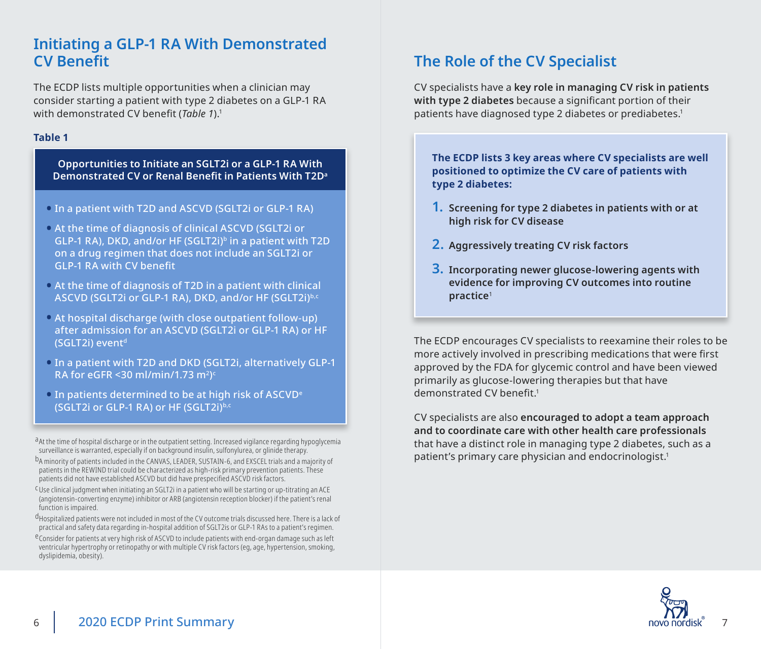## Initiating a GLP-1 RA With Demonstrated CV Benefit

The ECDP lists multiple opportunities when a clinician may consider starting a patient with type 2 diabetes on a GLP-1 RA with demonstrated CV benefit (*Table 1*).[1]

**Table 1**

| Opportunities to Initiate an SGLT2i or a GLP-1 RA With Demonstrated CV or Renal Benefit in Patients With T2D[a] |
|---|
| • In a patient with T2D and ASCVD (SGLT2i or GLP-1 RA) |
| • At the time of diagnosis of clinical ASCVD (SGLT2i or GLP-1 RA), DKD, and/or HF (SGLT2i)[b] in a patient with T2D on a drug regimen that does not include an SGLT2i or GLP-1 RA with CV benefit |
| • At the time of diagnosis of T2D in a patient with clinical ASCVD (SGLT2i or GLP-1 RA), DKD, and/or HF (SGLT2i)[b,c] |
| • At hospital discharge (with close outpatient follow-up) after admission for an ASCVD (SGLT2i or GLP-1 RA) or HF (SGLT2i) event[d] |
| • In a patient with T2D and DKD (SGLT2i, alternatively GLP-1 RA for eGFR <30 ml/min/1.73 m$^2$)[c] |
| • In patients determined to be at high risk of ASCVD[e] (SGLT2i or GLP-1 RA) or HF (SGLT2i)[b,c] |

[a] At the time of hospital discharge or in the outpatient setting. Increased vigilance regarding hypoglycemia surveillance is warranted, especially if on background insulin, sulfonylurea, or glinide therapy.

[b] A minority of patients included in the CANVAS, LEADER, SUSTAIN-6, and EXSCEL trials and a majority of patients in the REWIND trial could be characterized as high-risk primary prevention patients. These patients did not have established ASCVD but did have prespecified ASCVD risk factors.

[c] Use clinical judgment when initiating an SGLT2i in a patient who will be starting or up-titrating an ACE (angiotensin-converting enzyme) inhibitor or ARB (angiotensin reception blocker) if the patient's renal function is impaired.

[d] Hospitalized patients were not included in most of the CV outcome trials discussed here. There is a lack of practical and safety data regarding in-hospital addition of SGLT2is or GLP-1 RAs to a patient's regimen.

[e] Consider for patients at very high risk of ASCVD to include patients with end-organ damage such as left ventricular hypertrophy or retinopathy or with multiple CV risk factors (eg, age, hypertension, smoking, dyslipidemia, obesity).

## The Role of the CV Specialist

CV specialists have a **key role in managing CV risk in patients with type 2 diabetes** because a significant portion of their patients have diagnosed type 2 diabetes or prediabetes.[1]

**The ECDP lists 3 key areas where CV specialists are well positioned to optimize the CV care of patients with type 2 diabetes:**

1. **Screening for type 2 diabetes in patients with or at high risk for CV disease**
2. **Aggressively treating CV risk factors**
3. **Incorporating newer glucose-lowering agents with evidence for improving CV outcomes into routine practice**[1]

The ECDP encourages CV specialists to reexamine their roles to be more actively involved in prescribing medications that were first approved by the FDA for glycemic control and have been viewed primarily as glucose-lowering therapies but that have demonstrated CV benefit.[1]

CV specialists are also **encouraged to adopt a team approach and to coordinate care with other health care professionals** that have a distinct role in managing type 2 diabetes, such as a patient's primary care physician and endocrinologist.[1]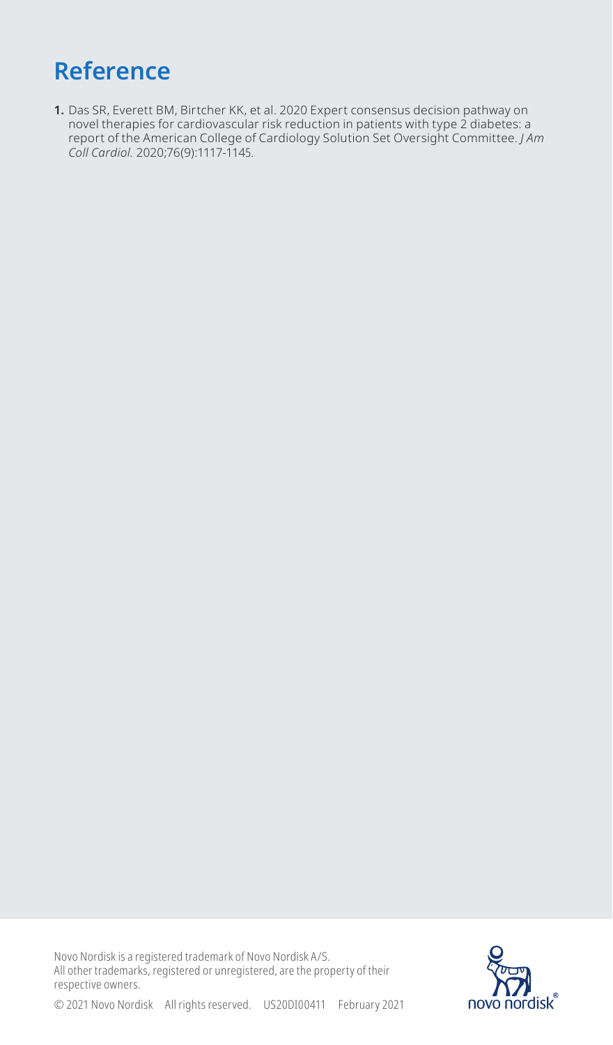## Reference

1. Das SR, Everett BM, Birtcher KK, et al. 2020 Expert consensus decision pathway on novel therapies for cardiovascular risk reduction in patients with type 2 diabetes: a report of the American College of Cardiology Solution Set Oversight Committee. *J Am Coll Cardiol.* 2020;76(9):1117-1145.

Novo Nordisk is a registered trademark of Novo Nordisk A/S.
All other trademarks, registered or unregistered, are the property of their respective owners.

© 2021 Novo Nordisk All rights reserved. US20DI00411 February 2021